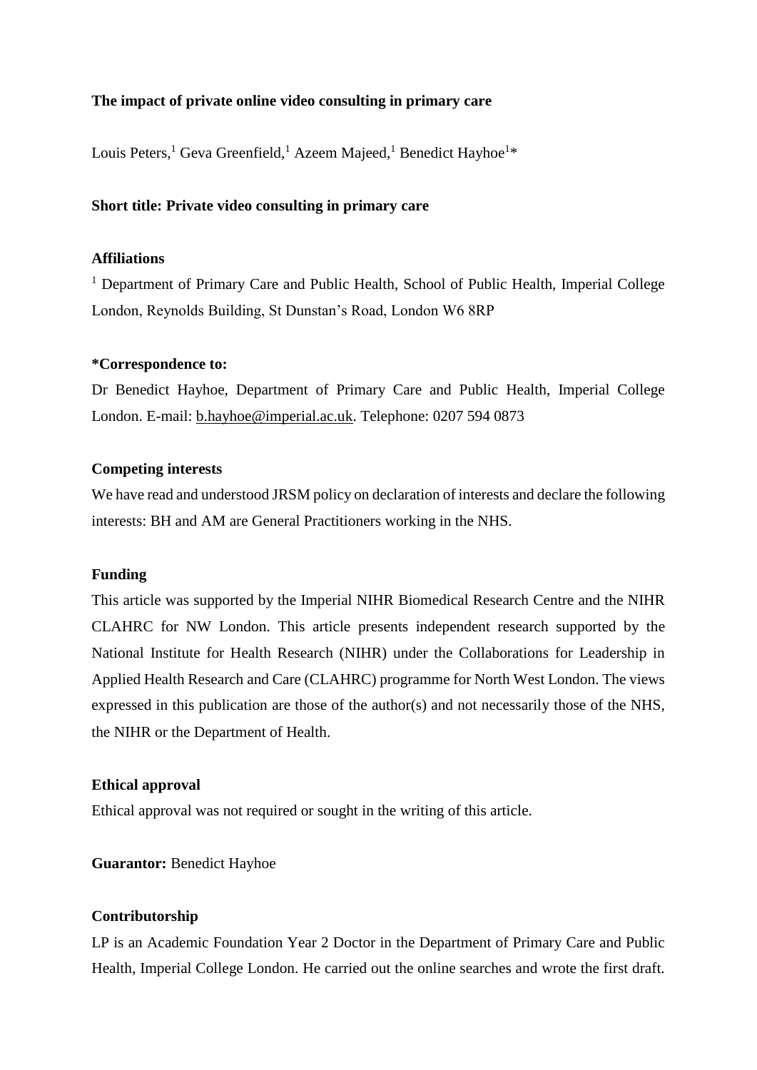**The impact of private online video consulting in primary care**

Louis Peters,[1] Geva Greenfield,[1] Azeem Majeed,[1] Benedict Hayhoe[1]*

**Short title: Private video consulting in primary care**

**Affiliations**

[1] Department of Primary Care and Public Health, School of Public Health, Imperial College London, Reynolds Building, St Dunstan's Road, London W6 8RP

***Correspondence to:**

Dr Benedict Hayhoe, Department of Primary Care and Public Health, Imperial College London. E-mail: b.hayhoe@imperial.ac.uk. Telephone: 0207 594 0873

**Competing interests**

We have read and understood JRSM policy on declaration of interests and declare the following interests: BH and AM are General Practitioners working in the NHS.

**Funding**

This article was supported by the Imperial NIHR Biomedical Research Centre and the NIHR CLAHRC for NW London. This article presents independent research supported by the National Institute for Health Research (NIHR) under the Collaborations for Leadership in Applied Health Research and Care (CLAHRC) programme for North West London. The views expressed in this publication are those of the author(s) and not necessarily those of the NHS, the NIHR or the Department of Health.

**Ethical approval**

Ethical approval was not required or sought in the writing of this article.

**Guarantor:** Benedict Hayhoe

**Contributorship**

LP is an Academic Foundation Year 2 Doctor in the Department of Primary Care and Public Health, Imperial College London. He carried out the online searches and wrote the first draft.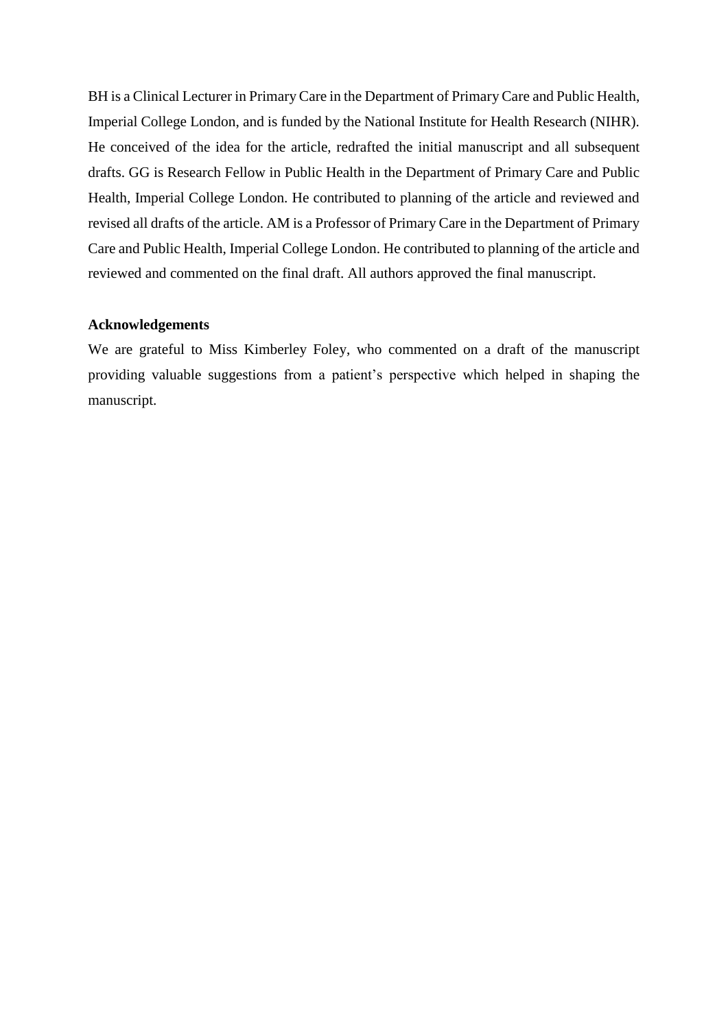BH is a Clinical Lecturer in Primary Care in the Department of Primary Care and Public Health, Imperial College London, and is funded by the National Institute for Health Research (NIHR). He conceived of the idea for the article, redrafted the initial manuscript and all subsequent drafts. GG is Research Fellow in Public Health in the Department of Primary Care and Public Health, Imperial College London. He contributed to planning of the article and reviewed and revised all drafts of the article. AM is a Professor of Primary Care in the Department of Primary Care and Public Health, Imperial College London. He contributed to planning of the article and reviewed and commented on the final draft. All authors approved the final manuscript.

**Acknowledgements**

We are grateful to Miss Kimberley Foley, who commented on a draft of the manuscript providing valuable suggestions from a patient's perspective which helped in shaping the manuscript.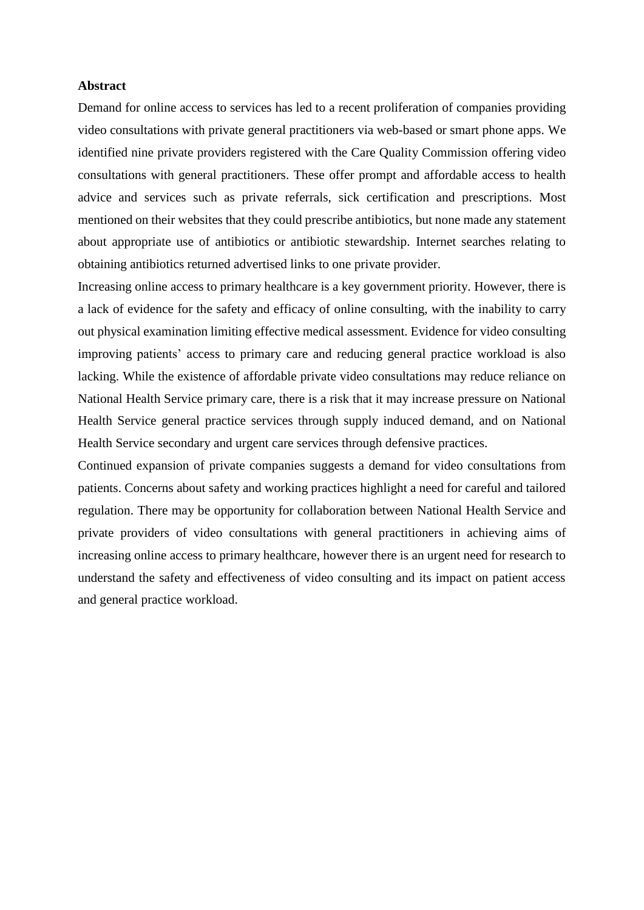**Abstract**

Demand for online access to services has led to a recent proliferation of companies providing video consultations with private general practitioners via web-based or smart phone apps. We identified nine private providers registered with the Care Quality Commission offering video consultations with general practitioners. These offer prompt and affordable access to health advice and services such as private referrals, sick certification and prescriptions. Most mentioned on their websites that they could prescribe antibiotics, but none made any statement about appropriate use of antibiotics or antibiotic stewardship. Internet searches relating to obtaining antibiotics returned advertised links to one private provider.

Increasing online access to primary healthcare is a key government priority. However, there is a lack of evidence for the safety and efficacy of online consulting, with the inability to carry out physical examination limiting effective medical assessment. Evidence for video consulting improving patients' access to primary care and reducing general practice workload is also lacking. While the existence of affordable private video consultations may reduce reliance on National Health Service primary care, there is a risk that it may increase pressure on National Health Service general practice services through supply induced demand, and on National Health Service secondary and urgent care services through defensive practices.

Continued expansion of private companies suggests a demand for video consultations from patients. Concerns about safety and working practices highlight a need for careful and tailored regulation. There may be opportunity for collaboration between National Health Service and private providers of video consultations with general practitioners in achieving aims of increasing online access to primary healthcare, however there is an urgent need for research to understand the safety and effectiveness of video consulting and its impact on patient access and general practice workload.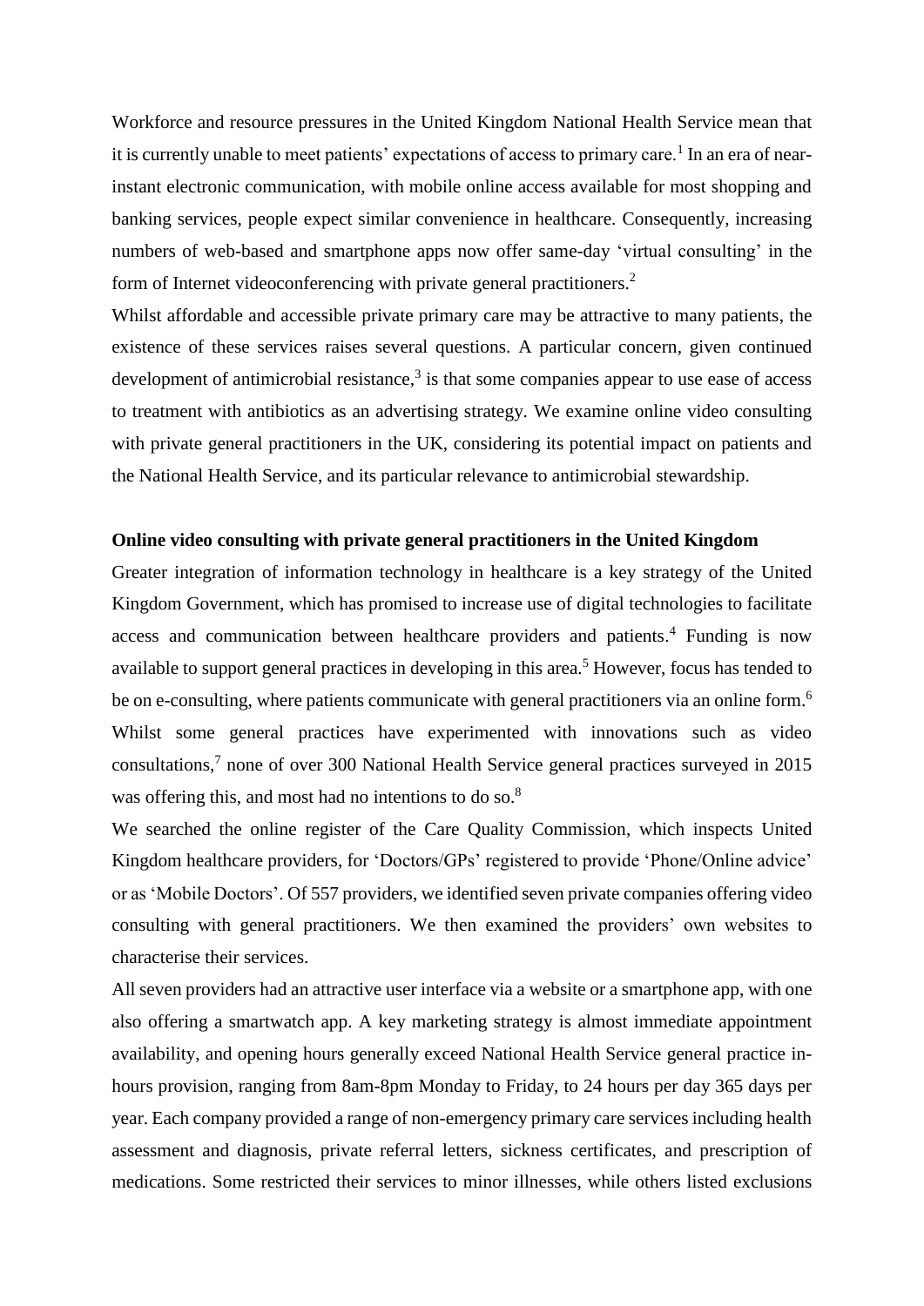Workforce and resource pressures in the United Kingdom National Health Service mean that it is currently unable to meet patients' expectations of access to primary care.[1] In an era of near-instant electronic communication, with mobile online access available for most shopping and banking services, people expect similar convenience in healthcare. Consequently, increasing numbers of web-based and smartphone apps now offer same-day 'virtual consulting' in the form of Internet videoconferencing with private general practitioners.[2]

Whilst affordable and accessible private primary care may be attractive to many patients, the existence of these services raises several questions. A particular concern, given continued development of antimicrobial resistance,[3] is that some companies appear to use ease of access to treatment with antibiotics as an advertising strategy. We examine online video consulting with private general practitioners in the UK, considering its potential impact on patients and the National Health Service, and its particular relevance to antimicrobial stewardship.

**Online video consulting with private general practitioners in the United Kingdom**

Greater integration of information technology in healthcare is a key strategy of the United Kingdom Government, which has promised to increase use of digital technologies to facilitate access and communication between healthcare providers and patients.[4] Funding is now available to support general practices in developing in this area.[5] However, focus has tended to be on e-consulting, where patients communicate with general practitioners via an online form.[6] Whilst some general practices have experimented with innovations such as video consultations,[7] none of over 300 National Health Service general practices surveyed in 2015 was offering this, and most had no intentions to do so.[8]

We searched the online register of the Care Quality Commission, which inspects United Kingdom healthcare providers, for 'Doctors/GPs' registered to provide 'Phone/Online advice' or as 'Mobile Doctors'. Of 557 providers, we identified seven private companies offering video consulting with general practitioners. We then examined the providers' own websites to characterise their services.

All seven providers had an attractive user interface via a website or a smartphone app, with one also offering a smartwatch app. A key marketing strategy is almost immediate appointment availability, and opening hours generally exceed National Health Service general practice in-hours provision, ranging from 8am-8pm Monday to Friday, to 24 hours per day 365 days per year. Each company provided a range of non-emergency primary care services including health assessment and diagnosis, private referral letters, sickness certificates, and prescription of medications. Some restricted their services to minor illnesses, while others listed exclusions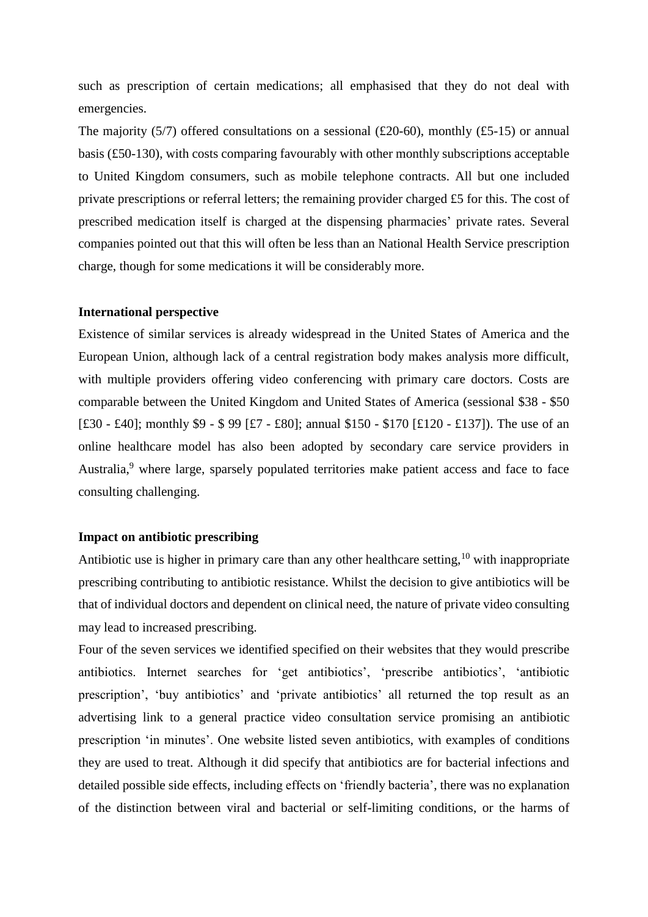such as prescription of certain medications; all emphasised that they do not deal with emergencies.

The majority (5/7) offered consultations on a sessional (£20-60), monthly (£5-15) or annual basis (£50-130), with costs comparing favourably with other monthly subscriptions acceptable to United Kingdom consumers, such as mobile telephone contracts. All but one included private prescriptions or referral letters; the remaining provider charged £5 for this. The cost of prescribed medication itself is charged at the dispensing pharmacies' private rates. Several companies pointed out that this will often be less than an National Health Service prescription charge, though for some medications it will be considerably more.

**International perspective**

Existence of similar services is already widespread in the United States of America and the European Union, although lack of a central registration body makes analysis more difficult, with multiple providers offering video conferencing with primary care doctors. Costs are comparable between the United Kingdom and United States of America (sessional $38 - $50 [£30 - £40]; monthly $9 - $ 99 [£7 - £80]; annual $150 - $170 [£120 - £137]). The use of an online healthcare model has also been adopted by secondary care service providers in Australia,[9] where large, sparsely populated territories make patient access and face to face consulting challenging.

**Impact on antibiotic prescribing**

Antibiotic use is higher in primary care than any other healthcare setting,[10] with inappropriate prescribing contributing to antibiotic resistance. Whilst the decision to give antibiotics will be that of individual doctors and dependent on clinical need, the nature of private video consulting may lead to increased prescribing.

Four of the seven services we identified specified on their websites that they would prescribe antibiotics. Internet searches for 'get antibiotics', 'prescribe antibiotics', 'antibiotic prescription', 'buy antibiotics' and 'private antibiotics' all returned the top result as an advertising link to a general practice video consultation service promising an antibiotic prescription 'in minutes'. One website listed seven antibiotics, with examples of conditions they are used to treat. Although it did specify that antibiotics are for bacterial infections and detailed possible side effects, including effects on 'friendly bacteria', there was no explanation of the distinction between viral and bacterial or self-limiting conditions, or the harms of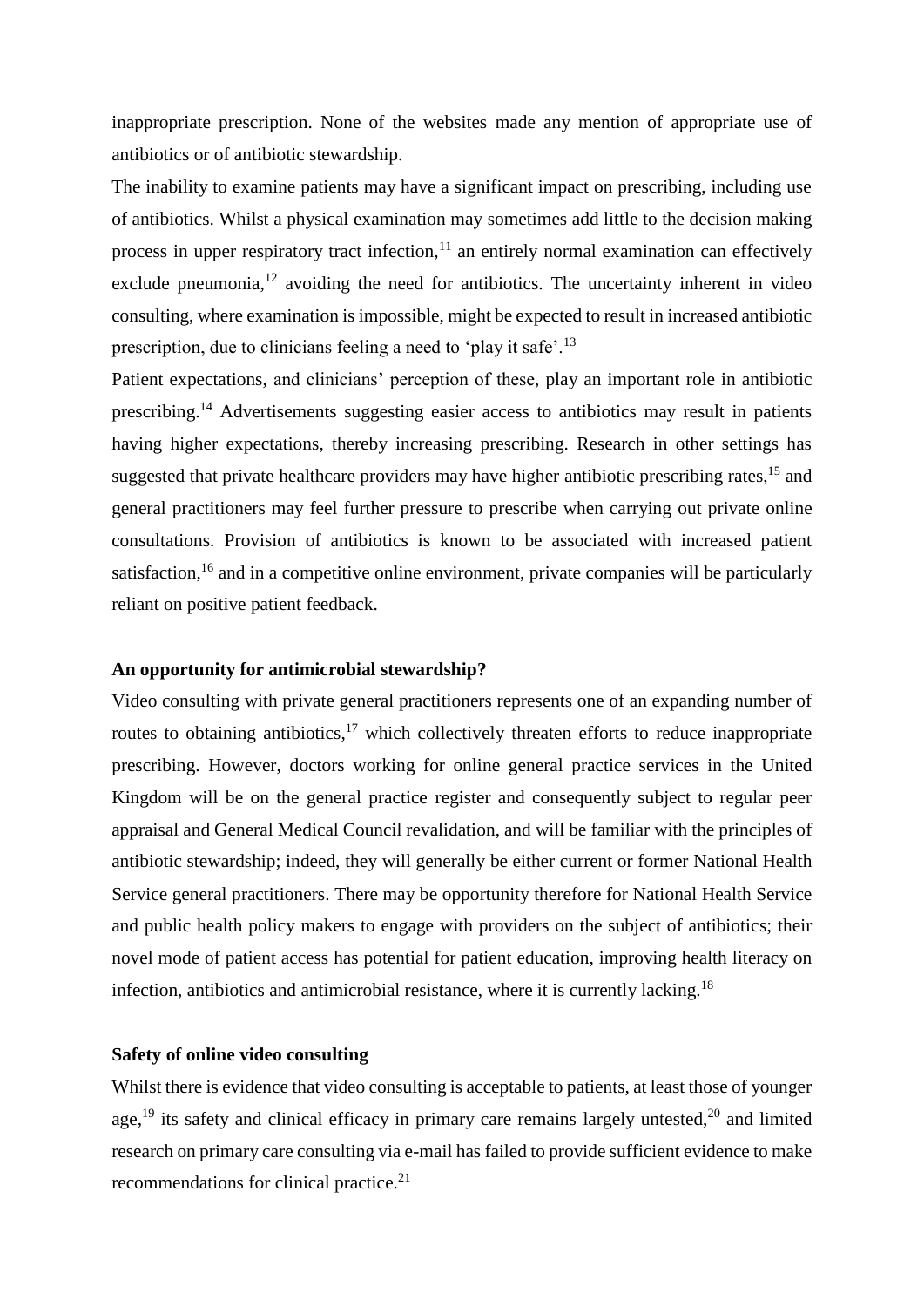inappropriate prescription. None of the websites made any mention of appropriate use of antibiotics or of antibiotic stewardship.

The inability to examine patients may have a significant impact on prescribing, including use of antibiotics. Whilst a physical examination may sometimes add little to the decision making process in upper respiratory tract infection,[11] an entirely normal examination can effectively exclude pneumonia,[12] avoiding the need for antibiotics. The uncertainty inherent in video consulting, where examination is impossible, might be expected to result in increased antibiotic prescription, due to clinicians feeling a need to 'play it safe'.[13]

Patient expectations, and clinicians' perception of these, play an important role in antibiotic prescribing.[14] Advertisements suggesting easier access to antibiotics may result in patients having higher expectations, thereby increasing prescribing. Research in other settings has suggested that private healthcare providers may have higher antibiotic prescribing rates,[15] and general practitioners may feel further pressure to prescribe when carrying out private online consultations. Provision of antibiotics is known to be associated with increased patient satisfaction,[16] and in a competitive online environment, private companies will be particularly reliant on positive patient feedback.

**An opportunity for antimicrobial stewardship?**

Video consulting with private general practitioners represents one of an expanding number of routes to obtaining antibiotics,[17] which collectively threaten efforts to reduce inappropriate prescribing. However, doctors working for online general practice services in the United Kingdom will be on the general practice register and consequently subject to regular peer appraisal and General Medical Council revalidation, and will be familiar with the principles of antibiotic stewardship; indeed, they will generally be either current or former National Health Service general practitioners. There may be opportunity therefore for National Health Service and public health policy makers to engage with providers on the subject of antibiotics; their novel mode of patient access has potential for patient education, improving health literacy on infection, antibiotics and antimicrobial resistance, where it is currently lacking.[18]

**Safety of online video consulting**

Whilst there is evidence that video consulting is acceptable to patients, at least those of younger age,[19] its safety and clinical efficacy in primary care remains largely untested,[20] and limited research on primary care consulting via e-mail has failed to provide sufficient evidence to make recommendations for clinical practice.[21]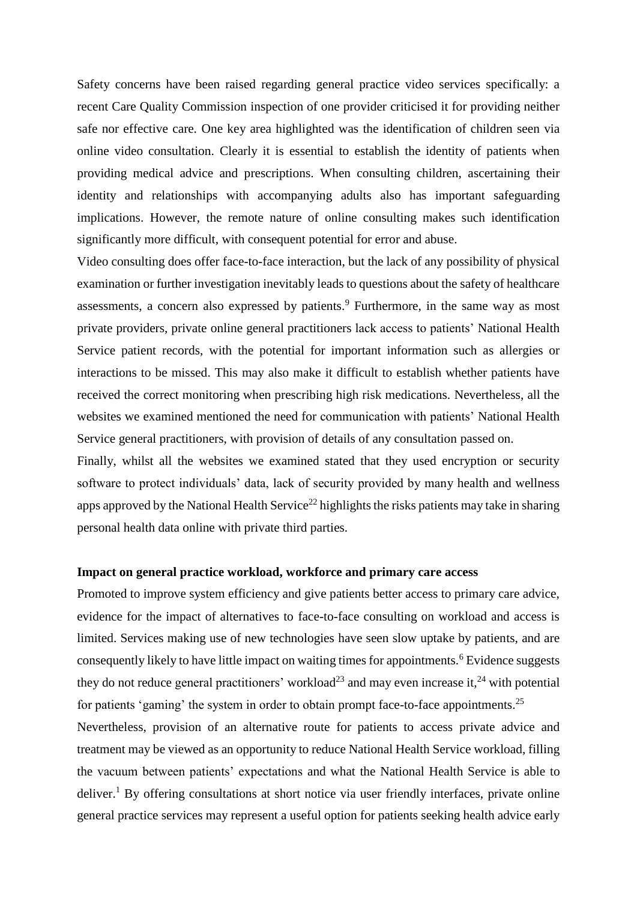Safety concerns have been raised regarding general practice video services specifically: a recent Care Quality Commission inspection of one provider criticised it for providing neither safe nor effective care. One key area highlighted was the identification of children seen via online video consultation. Clearly it is essential to establish the identity of patients when providing medical advice and prescriptions. When consulting children, ascertaining their identity and relationships with accompanying adults also has important safeguarding implications. However, the remote nature of online consulting makes such identification significantly more difficult, with consequent potential for error and abuse.

Video consulting does offer face-to-face interaction, but the lack of any possibility of physical examination or further investigation inevitably leads to questions about the safety of healthcare assessments, a concern also expressed by patients.[9] Furthermore, in the same way as most private providers, private online general practitioners lack access to patients' National Health Service patient records, with the potential for important information such as allergies or interactions to be missed. This may also make it difficult to establish whether patients have received the correct monitoring when prescribing high risk medications. Nevertheless, all the websites we examined mentioned the need for communication with patients' National Health Service general practitioners, with provision of details of any consultation passed on.

Finally, whilst all the websites we examined stated that they used encryption or security software to protect individuals' data, lack of security provided by many health and wellness apps approved by the National Health Service[22] highlights the risks patients may take in sharing personal health data online with private third parties.

**Impact on general practice workload, workforce and primary care access**

Promoted to improve system efficiency and give patients better access to primary care advice, evidence for the impact of alternatives to face-to-face consulting on workload and access is limited. Services making use of new technologies have seen slow uptake by patients, and are consequently likely to have little impact on waiting times for appointments.[6] Evidence suggests they do not reduce general practitioners' workload[23] and may even increase it,[24] with potential for patients 'gaming' the system in order to obtain prompt face-to-face appointments.[25]

Nevertheless, provision of an alternative route for patients to access private advice and treatment may be viewed as an opportunity to reduce National Health Service workload, filling the vacuum between patients' expectations and what the National Health Service is able to deliver.[1] By offering consultations at short notice via user friendly interfaces, private online general practice services may represent a useful option for patients seeking health advice early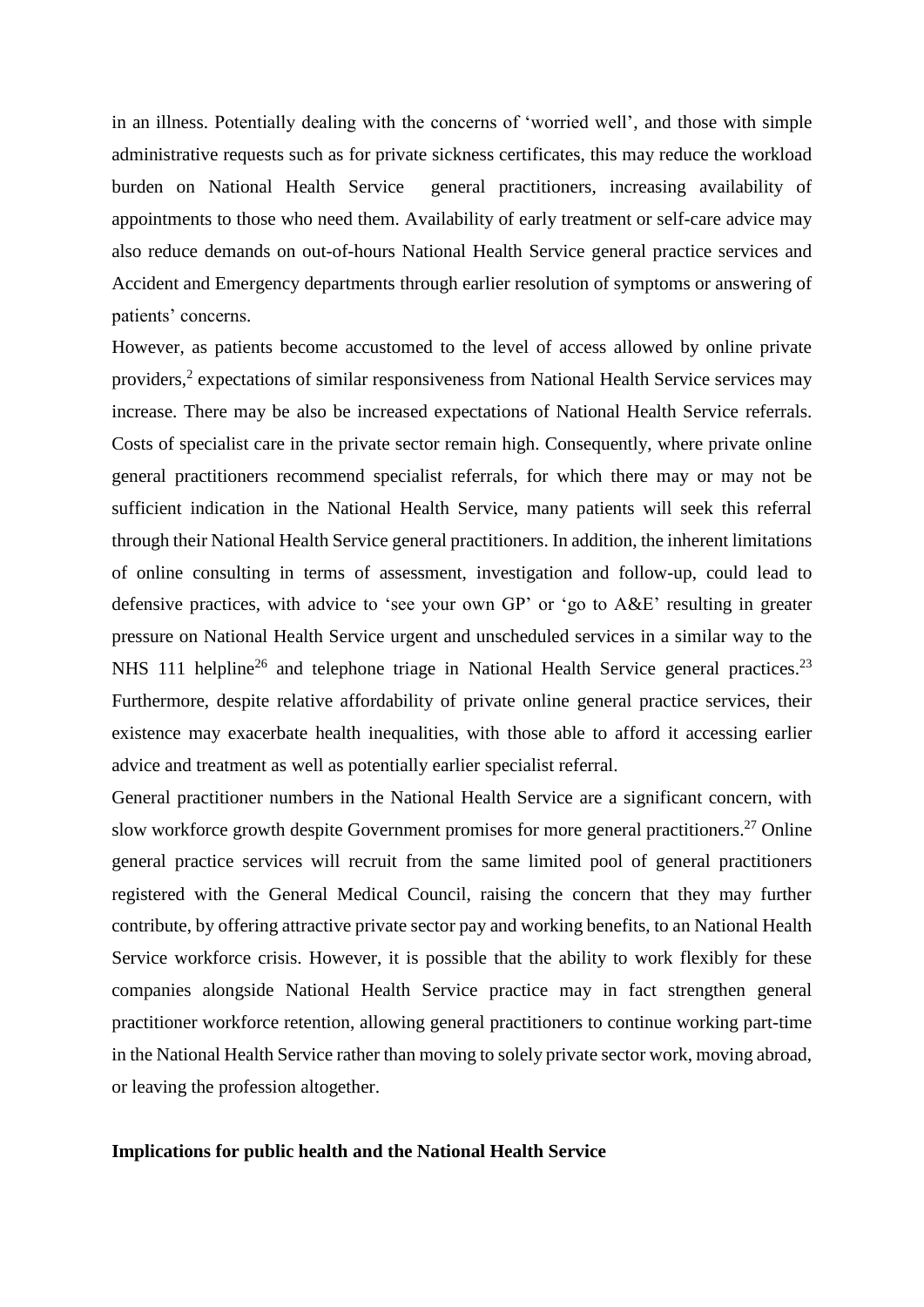in an illness. Potentially dealing with the concerns of 'worried well', and those with simple administrative requests such as for private sickness certificates, this may reduce the workload burden on National Health Service general practitioners, increasing availability of appointments to those who need them. Availability of early treatment or self-care advice may also reduce demands on out-of-hours National Health Service general practice services and Accident and Emergency departments through earlier resolution of symptoms or answering of patients' concerns.

However, as patients become accustomed to the level of access allowed by online private providers,[2] expectations of similar responsiveness from National Health Service services may increase. There may be also be increased expectations of National Health Service referrals. Costs of specialist care in the private sector remain high. Consequently, where private online general practitioners recommend specialist referrals, for which there may or may not be sufficient indication in the National Health Service, many patients will seek this referral through their National Health Service general practitioners. In addition, the inherent limitations of online consulting in terms of assessment, investigation and follow-up, could lead to defensive practices, with advice to 'see your own GP' or 'go to A&E' resulting in greater pressure on National Health Service urgent and unscheduled services in a similar way to the NHS 111 helpline[26] and telephone triage in National Health Service general practices.[23] Furthermore, despite relative affordability of private online general practice services, their existence may exacerbate health inequalities, with those able to afford it accessing earlier advice and treatment as well as potentially earlier specialist referral.

General practitioner numbers in the National Health Service are a significant concern, with slow workforce growth despite Government promises for more general practitioners.[27] Online general practice services will recruit from the same limited pool of general practitioners registered with the General Medical Council, raising the concern that they may further contribute, by offering attractive private sector pay and working benefits, to an National Health Service workforce crisis. However, it is possible that the ability to work flexibly for these companies alongside National Health Service practice may in fact strengthen general practitioner workforce retention, allowing general practitioners to continue working part-time in the National Health Service rather than moving to solely private sector work, moving abroad, or leaving the profession altogether.

**Implications for public health and the National Health Service**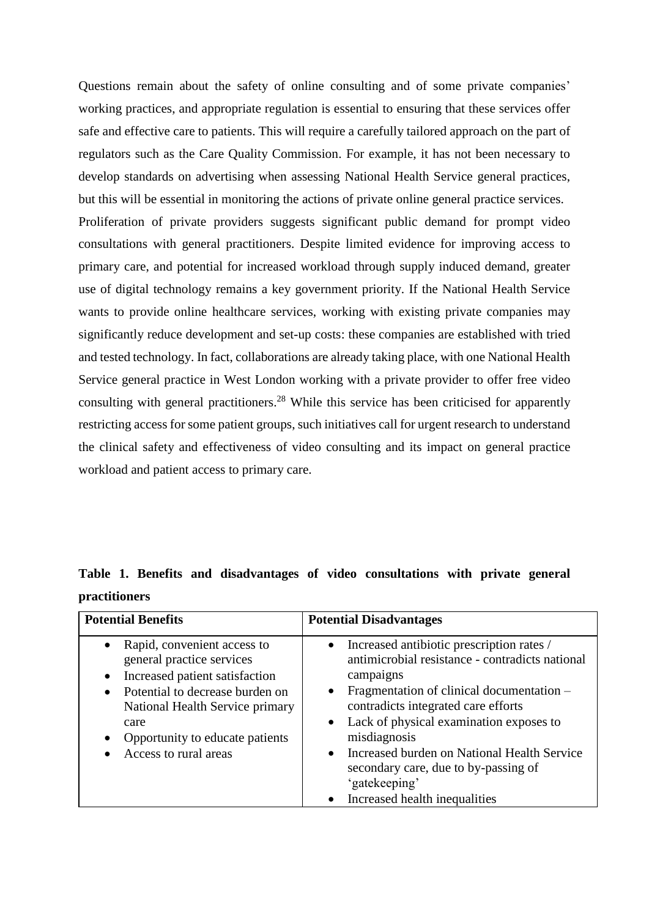Questions remain about the safety of online consulting and of some private companies' working practices, and appropriate regulation is essential to ensuring that these services offer safe and effective care to patients. This will require a carefully tailored approach on the part of regulators such as the Care Quality Commission. For example, it has not been necessary to develop standards on advertising when assessing National Health Service general practices, but this will be essential in monitoring the actions of private online general practice services.

Proliferation of private providers suggests significant public demand for prompt video consultations with general practitioners. Despite limited evidence for improving access to primary care, and potential for increased workload through supply induced demand, greater use of digital technology remains a key government priority. If the National Health Service wants to provide online healthcare services, working with existing private companies may significantly reduce development and set-up costs: these companies are established with tried and tested technology. In fact, collaborations are already taking place, with one National Health Service general practice in West London working with a private provider to offer free video consulting with general practitioners.[28] While this service has been criticised for apparently restricting access for some patient groups, such initiatives call for urgent research to understand the clinical safety and effectiveness of video consulting and its impact on general practice workload and patient access to primary care.

**Table 1. Benefits and disadvantages of video consultations with private general practitioners**

| Potential Benefits | Potential Disadvantages |
| --- | --- |
| • Rapid, convenient access to general practice services<br>• Increased patient satisfaction<br>• Potential to decrease burden on National Health Service primary care<br>• Opportunity to educate patients<br>• Access to rural areas | • Increased antibiotic prescription rates / antimicrobial resistance - contradicts national campaigns<br>• Fragmentation of clinical documentation – contradicts integrated care efforts<br>• Lack of physical examination exposes to misdiagnosis<br>• Increased burden on National Health Service secondary care, due to by-passing of 'gatekeeping'<br>• Increased health inequalities |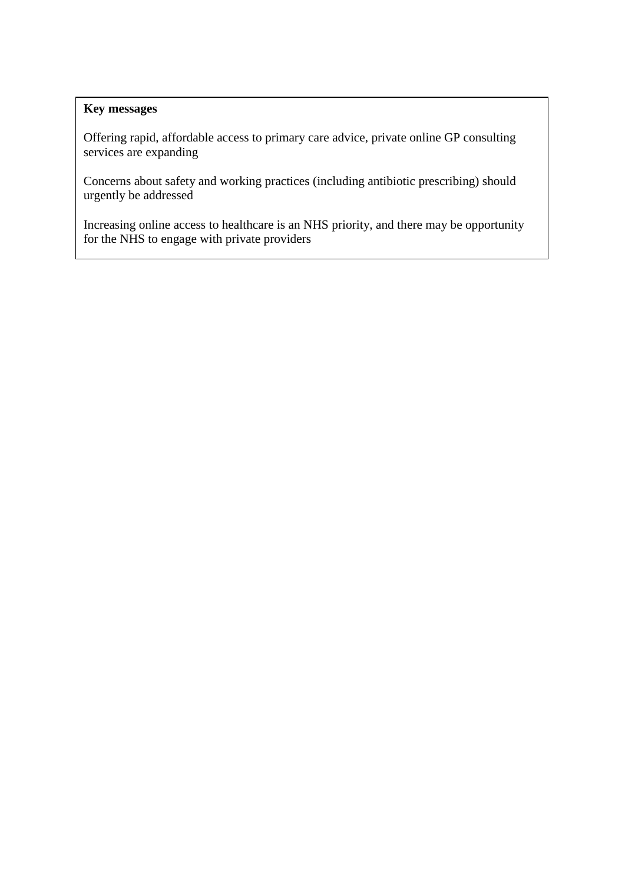**Key messages**

Offering rapid, affordable access to primary care advice, private online GP consulting services are expanding

Concerns about safety and working practices (including antibiotic prescribing) should urgently be addressed

Increasing online access to healthcare is an NHS priority, and there may be opportunity for the NHS to engage with private providers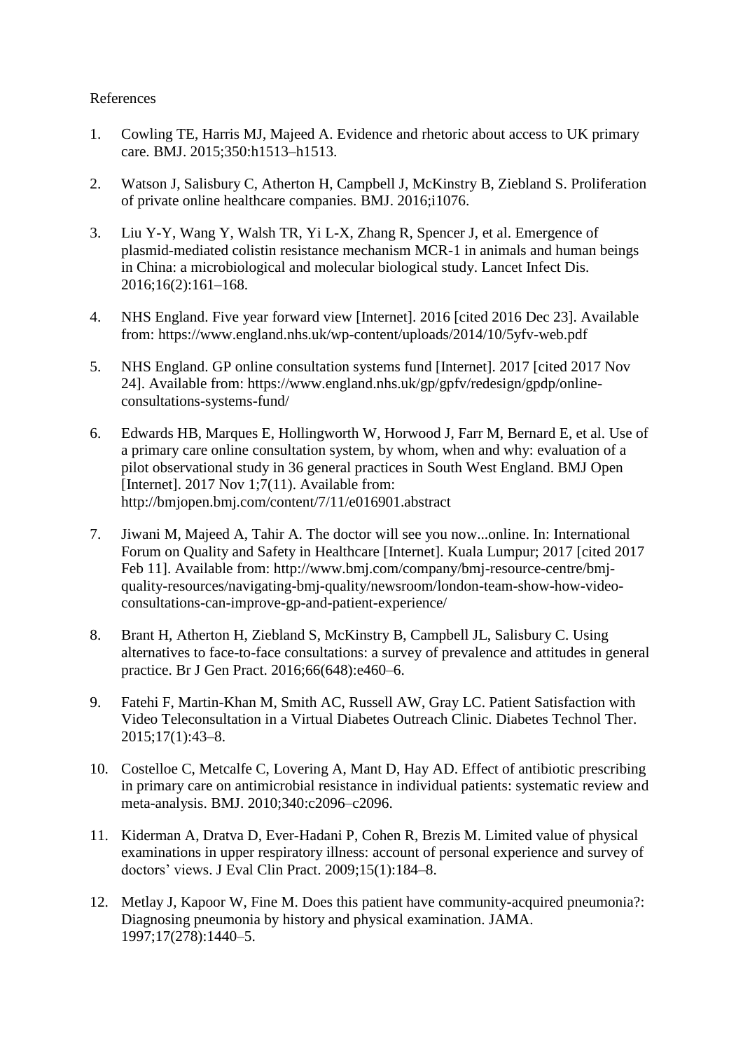References

1. Cowling TE, Harris MJ, Majeed A. Evidence and rhetoric about access to UK primary care. BMJ. 2015;350:h1513–h1513.

2. Watson J, Salisbury C, Atherton H, Campbell J, McKinstry B, Ziebland S. Proliferation of private online healthcare companies. BMJ. 2016;i1076.

3. Liu Y-Y, Wang Y, Walsh TR, Yi L-X, Zhang R, Spencer J, et al. Emergence of plasmid-mediated colistin resistance mechanism MCR-1 in animals and human beings in China: a microbiological and molecular biological study. Lancet Infect Dis. 2016;16(2):161–168.

4. NHS England. Five year forward view [Internet]. 2016 [cited 2016 Dec 23]. Available from: https://www.england.nhs.uk/wp-content/uploads/2014/10/5yfv-web.pdf

5. NHS England. GP online consultation systems fund [Internet]. 2017 [cited 2017 Nov 24]. Available from: https://www.england.nhs.uk/gp/gpfv/redesign/gpdp/online-consultations-systems-fund/

6. Edwards HB, Marques E, Hollingworth W, Horwood J, Farr M, Bernard E, et al. Use of a primary care online consultation system, by whom, when and why: evaluation of a pilot observational study in 36 general practices in South West England. BMJ Open [Internet]. 2017 Nov 1;7(11). Available from: http://bmjopen.bmj.com/content/7/11/e016901.abstract

7. Jiwani M, Majeed A, Tahir A. The doctor will see you now...online. In: International Forum on Quality and Safety in Healthcare [Internet]. Kuala Lumpur; 2017 [cited 2017 Feb 11]. Available from: http://www.bmj.com/company/bmj-resource-centre/bmj-quality-resources/navigating-bmj-quality/newsroom/london-team-show-how-video-consultations-can-improve-gp-and-patient-experience/

8. Brant H, Atherton H, Ziebland S, McKinstry B, Campbell JL, Salisbury C. Using alternatives to face-to-face consultations: a survey of prevalence and attitudes in general practice. Br J Gen Pract. 2016;66(648):e460–6.

9. Fatehi F, Martin-Khan M, Smith AC, Russell AW, Gray LC. Patient Satisfaction with Video Teleconsultation in a Virtual Diabetes Outreach Clinic. Diabetes Technol Ther. 2015;17(1):43–8.

10. Costelloe C, Metcalfe C, Lovering A, Mant D, Hay AD. Effect of antibiotic prescribing in primary care on antimicrobial resistance in individual patients: systematic review and meta-analysis. BMJ. 2010;340:c2096–c2096.

11. Kiderman A, Dratva D, Ever-Hadani P, Cohen R, Brezis M. Limited value of physical examinations in upper respiratory illness: account of personal experience and survey of doctors' views. J Eval Clin Pract. 2009;15(1):184–8.

12. Metlay J, Kapoor W, Fine M. Does this patient have community-acquired pneumonia?: Diagnosing pneumonia by history and physical examination. JAMA. 1997;17(278):1440–5.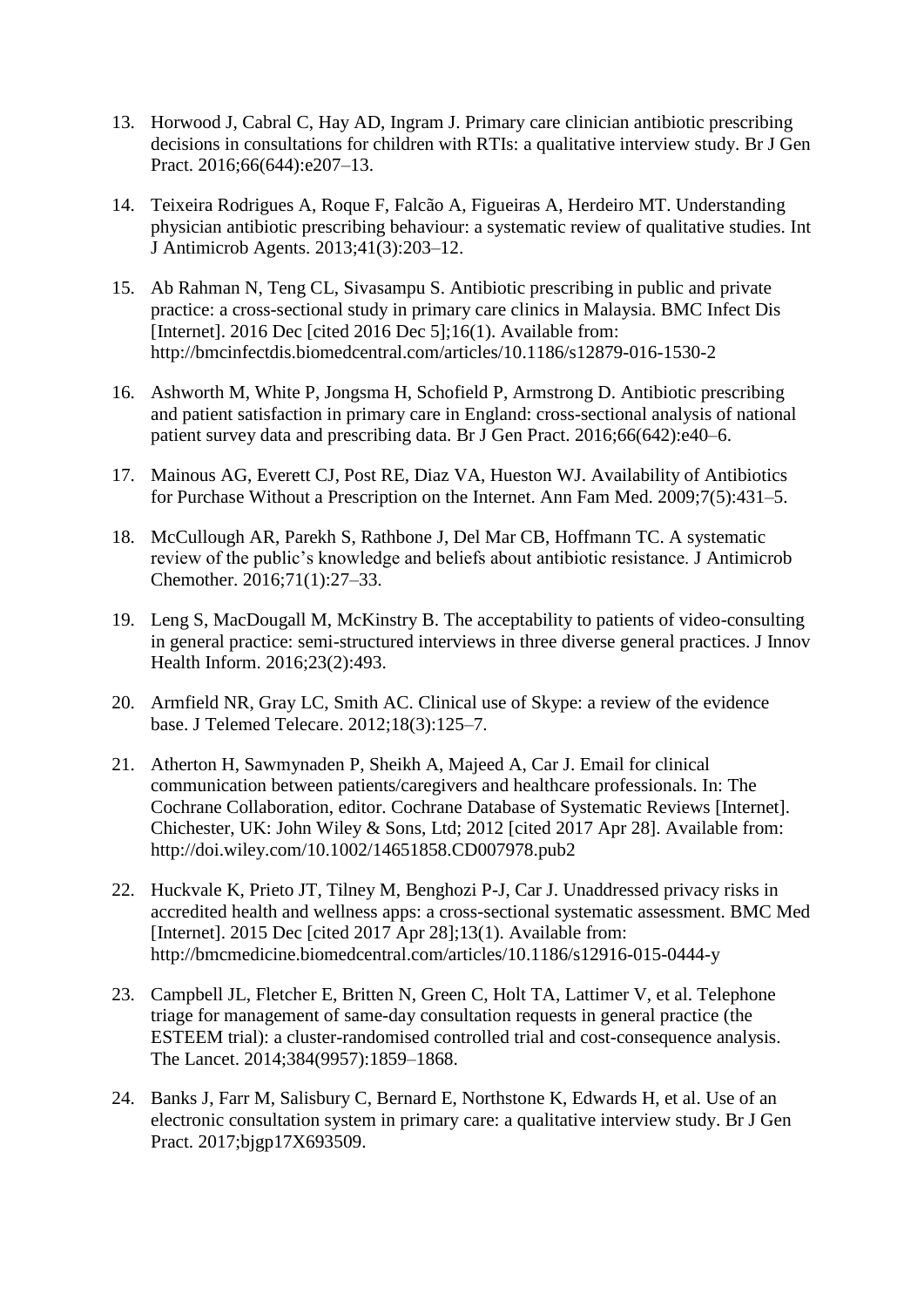13. Horwood J, Cabral C, Hay AD, Ingram J. Primary care clinician antibiotic prescribing decisions in consultations for children with RTIs: a qualitative interview study. Br J Gen Pract. 2016;66(644):e207–13.

14. Teixeira Rodrigues A, Roque F, Falcão A, Figueiras A, Herdeiro MT. Understanding physician antibiotic prescribing behaviour: a systematic review of qualitative studies. Int J Antimicrob Agents. 2013;41(3):203–12.

15. Ab Rahman N, Teng CL, Sivasampu S. Antibiotic prescribing in public and private practice: a cross-sectional study in primary care clinics in Malaysia. BMC Infect Dis [Internet]. 2016 Dec [cited 2016 Dec 5];16(1). Available from: http://bmcinfectdis.biomedcentral.com/articles/10.1186/s12879-016-1530-2

16. Ashworth M, White P, Jongsma H, Schofield P, Armstrong D. Antibiotic prescribing and patient satisfaction in primary care in England: cross-sectional analysis of national patient survey data and prescribing data. Br J Gen Pract. 2016;66(642):e40–6.

17. Mainous AG, Everett CJ, Post RE, Diaz VA, Hueston WJ. Availability of Antibiotics for Purchase Without a Prescription on the Internet. Ann Fam Med. 2009;7(5):431–5.

18. McCullough AR, Parekh S, Rathbone J, Del Mar CB, Hoffmann TC. A systematic review of the public's knowledge and beliefs about antibiotic resistance. J Antimicrob Chemother. 2016;71(1):27–33.

19. Leng S, MacDougall M, McKinstry B. The acceptability to patients of video-consulting in general practice: semi-structured interviews in three diverse general practices. J Innov Health Inform. 2016;23(2):493.

20. Armfield NR, Gray LC, Smith AC. Clinical use of Skype: a review of the evidence base. J Telemed Telecare. 2012;18(3):125–7.

21. Atherton H, Sawmynaden P, Sheikh A, Majeed A, Car J. Email for clinical communication between patients/caregivers and healthcare professionals. In: The Cochrane Collaboration, editor. Cochrane Database of Systematic Reviews [Internet]. Chichester, UK: John Wiley & Sons, Ltd; 2012 [cited 2017 Apr 28]. Available from: http://doi.wiley.com/10.1002/14651858.CD007978.pub2

22. Huckvale K, Prieto JT, Tilney M, Benghozi P-J, Car J. Unaddressed privacy risks in accredited health and wellness apps: a cross-sectional systematic assessment. BMC Med [Internet]. 2015 Dec [cited 2017 Apr 28];13(1). Available from: http://bmcmedicine.biomedcentral.com/articles/10.1186/s12916-015-0444-y

23. Campbell JL, Fletcher E, Britten N, Green C, Holt TA, Lattimer V, et al. Telephone triage for management of same-day consultation requests in general practice (the ESTEEM trial): a cluster-randomised controlled trial and cost-consequence analysis. The Lancet. 2014;384(9957):1859–1868.

24. Banks J, Farr M, Salisbury C, Bernard E, Northstone K, Edwards H, et al. Use of an electronic consultation system in primary care: a qualitative interview study. Br J Gen Pract. 2017;bjgp17X693509.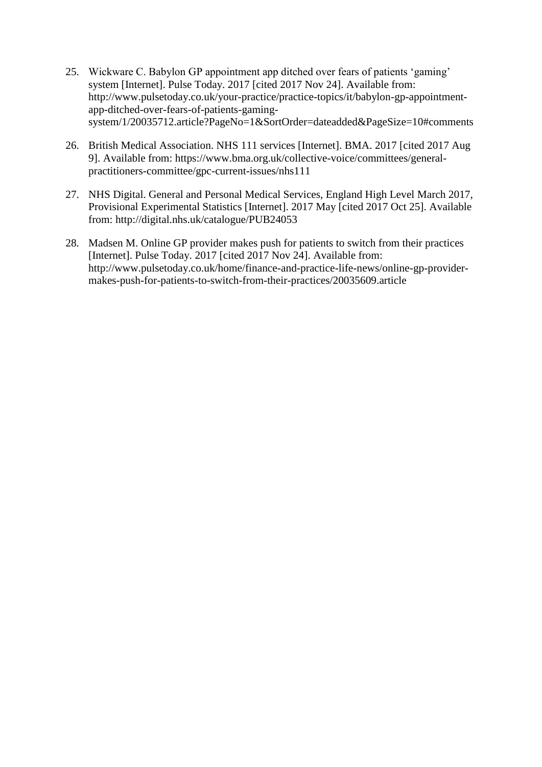25. Wickware C. Babylon GP appointment app ditched over fears of patients 'gaming' system [Internet]. Pulse Today. 2017 [cited 2017 Nov 24]. Available from: http://www.pulsetoday.co.uk/your-practice/practice-topics/it/babylon-gp-appointment-app-ditched-over-fears-of-patients-gaming-system/1/20035712.article?PageNo=1&SortOrder=dateadded&PageSize=10#comments

26. British Medical Association. NHS 111 services [Internet]. BMA. 2017 [cited 2017 Aug 9]. Available from: https://www.bma.org.uk/collective-voice/committees/general-practitioners-committee/gpc-current-issues/nhs111

27. NHS Digital. General and Personal Medical Services, England High Level March 2017, Provisional Experimental Statistics [Internet]. 2017 May [cited 2017 Oct 25]. Available from: http://digital.nhs.uk/catalogue/PUB24053

28. Madsen M. Online GP provider makes push for patients to switch from their practices [Internet]. Pulse Today. 2017 [cited 2017 Nov 24]. Available from: http://www.pulsetoday.co.uk/home/finance-and-practice-life-news/online-gp-provider-makes-push-for-patients-to-switch-from-their-practices/20035609.article